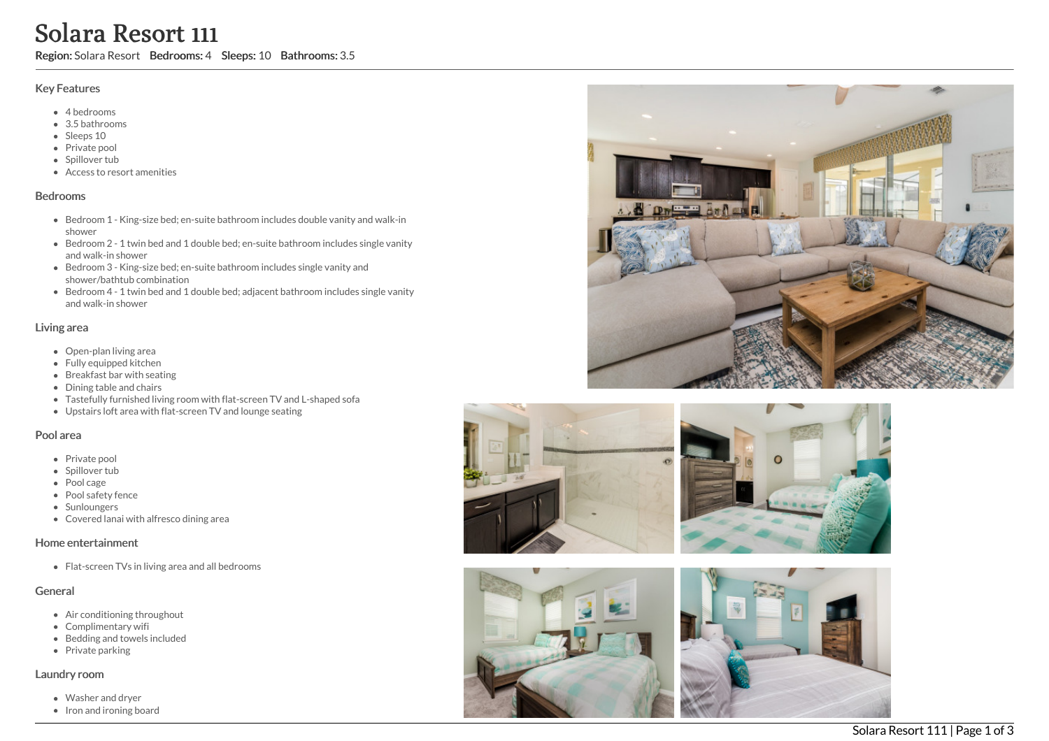# Solara Resort 111

**Region:** Solara Resort **Bedrooms:** 4 **Sleeps:** 10 **Bathrooms:** 3.5

## Key Features

- 4 bedrooms
- 3.5 bathrooms
- Sleeps 10
- Private pool
- Spillover tub
- Access to resort amenities

## Bedrooms

- Bedroom 1 - King-size bed; en-suite bathroom includes double vanity and walk-in shower
- Bedroom 2 - 1 twin bed and 1 double bed; en-suite bathroom includes single vanity and walk-in shower
- Bedroom 3 - King-size bed; en-suite bathroom includes single vanity and shower/bathtub combination
- Bedroom 4 - 1 twin bed and 1 double bed; adjacent bathroom includes single vanity and walk-in shower

## Living area

- Open-plan living area
- Fully equipped kitchen
- Breakfast bar with seating
- Dining table and chairs
- Tastefully furnished living room with flat-screen TV and L-shaped sofa
- Upstairs loft area with flat-screen TV and lounge seating

## Pool area

- Private pool
- Spillover tub
- Pool cage
- Pool safety fence
- Sunloungers
- Covered lanai with alfresco dining area

## Home entertainment

- Flat-screen TVs in living area and all bedrooms

## General

- Air conditioning throughout
- Complimentary wifi
- Bedding and towels included
- Private parking

## Laundry room

- Washer and dryer
- Iron and ironing board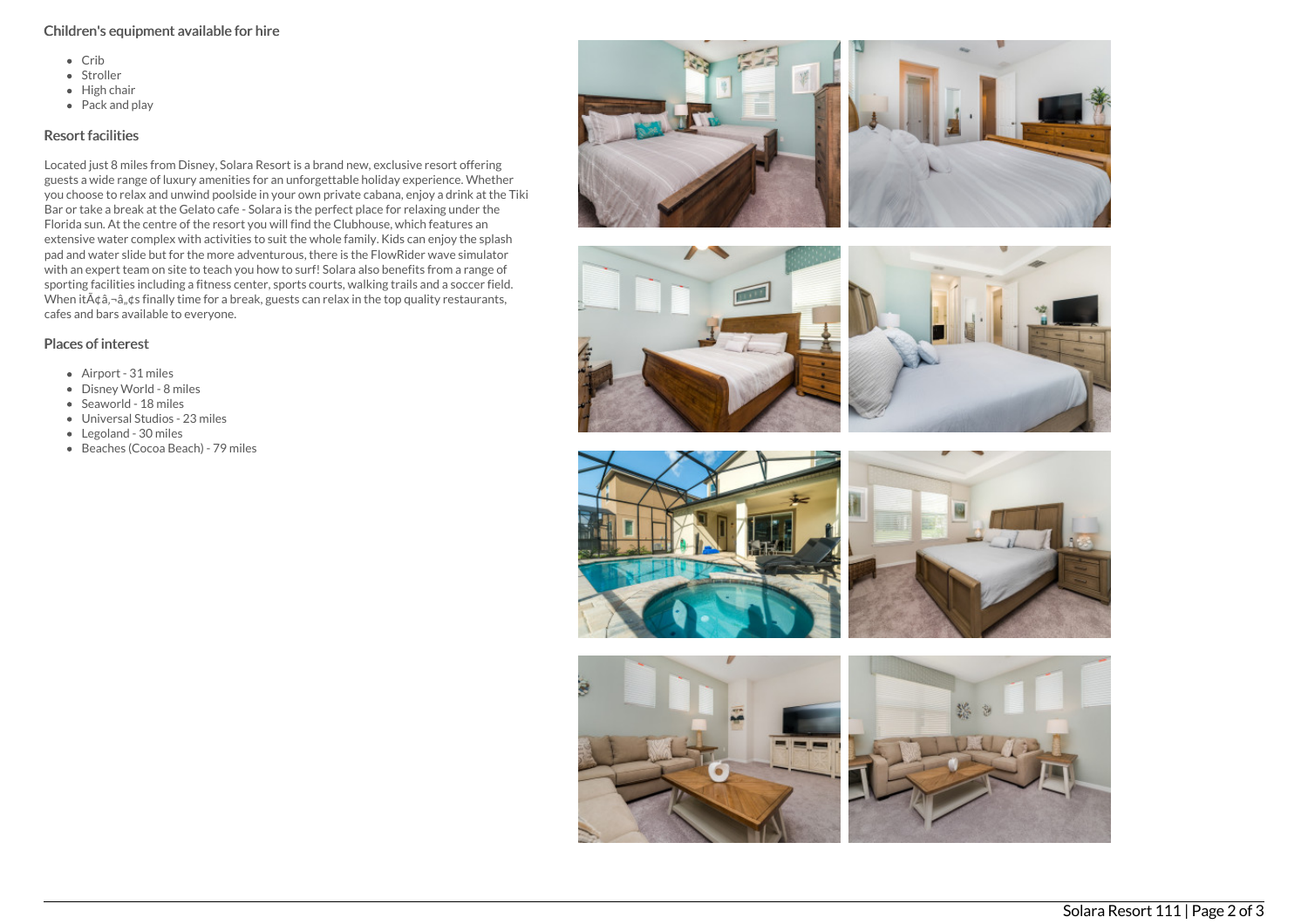## Children's equipment available for hire

- Crib
- Stroller
- High chair
- Pack and play

## Resort facilities

Located just 8 miles from Disney, Solara Resort is a brand new, exclusive resort offering guests a wide range of luxury amenities for an unforgettable holiday experience. Whether you choose to relax and unwind poolside in your own private cabana, enjoy a drink at the Tiki Bar or take a break at the Gelato cafe - Solara is the perfect place for relaxing under the Florida sun. At the centre of the resort you will find the Clubhouse, which features an extensive water complex with activities to suit the whole family. Kids can enjoy the splash pad and water slide but for the more adventurous, there is the FlowRider wave simulator with an expert team on site to teach you how to surf! Solara also benefits from a range of sporting facilities including a fitness center, sports courts, walking trails and a soccer field. When itÃ¢â‚¬â„¢s finally time for a break, guests can relax in the top quality restaurants, cafes and bars available to everyone.

## Places of interest

- Airport - 31 miles
- Disney World - 8 miles
- Seaworld - 18 miles
- Universal Studios - 23 miles
- Legoland - 30 miles
- Beaches (Cocoa Beach) - 79 miles